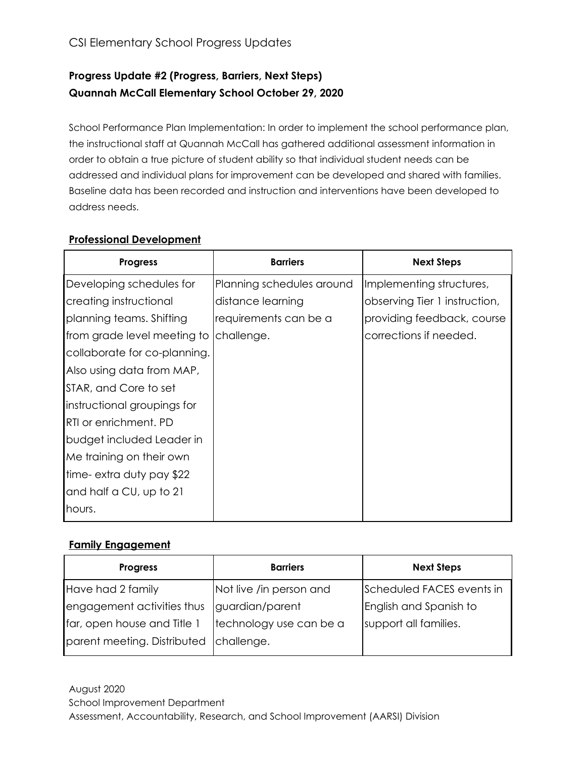CSI Elementary School Progress Updates

**Progress Update #2 (Progress, Barriers, Next Steps)**
**Quannah McCall Elementary School October 29, 2020**

School Performance Plan Implementation: In order to implement the school performance plan, the instructional staff at Quannah McCall has gathered additional assessment information in order to obtain a true picture of student ability so that individual student needs can be addressed and individual plans for improvement can be developed and shared with families. Baseline data has been recorded and instruction and interventions have been developed to address needs.

## Professional Development

| Progress | Barriers | Next Steps |
|---|---|---|
| Developing schedules for creating instructional planning teams. Shifting from grade level meeting to collaborate for co-planning. Also using data from MAP, STAR, and Core to set instructional groupings for RTI or enrichment. PD budget included Leader in Me training on their own time- extra duty pay $22 and half a CU, up to 21 hours. | Planning schedules around distance learning requirements can be a challenge. | Implementing structures, observing Tier 1 instruction, providing feedback, course corrections if needed. |

## Family Engagement

| Progress | Barriers | Next Steps |
|---|---|---|
| Have had 2 family engagement activities thus far, open house and Title 1 parent meeting. Distributed | Not live /in person and guardian/parent technology use can be a challenge. | Scheduled FACES events in English and Spanish to support all families. |

August 2020
School Improvement Department
Assessment, Accountability, Research, and School Improvement (AARSI) Division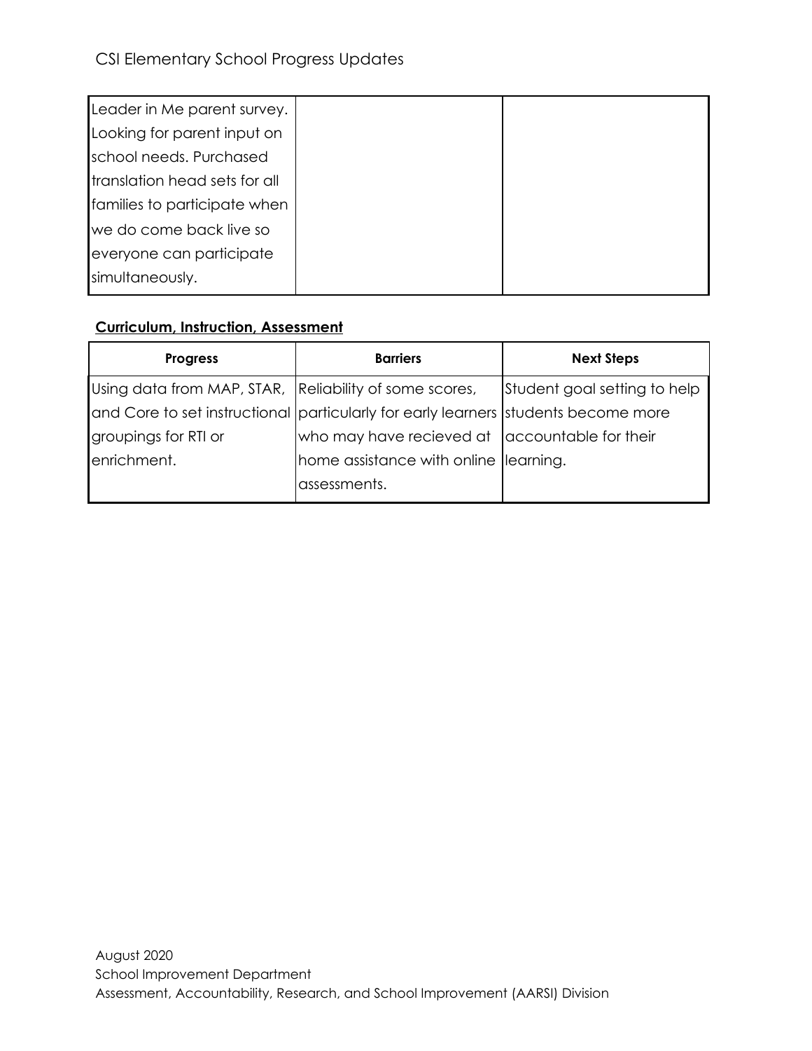| | | |
|---|---|---|
| Leader in Me parent survey. Looking for parent input on school needs. Purchased translation head sets for all families to participate when we do come back live so everyone can participate simultaneously. | | |

**Curriculum, Instruction, Assessment**

| Progress | Barriers | Next Steps |
|---|---|---|
| Using data from MAP, STAR, and Core to set instructional groupings for RTI or enrichment. | Reliability of some scores, particularly for early learners who may have recieved at home assistance with online assessments. | Student goal setting to help students become more accountable for their learning. |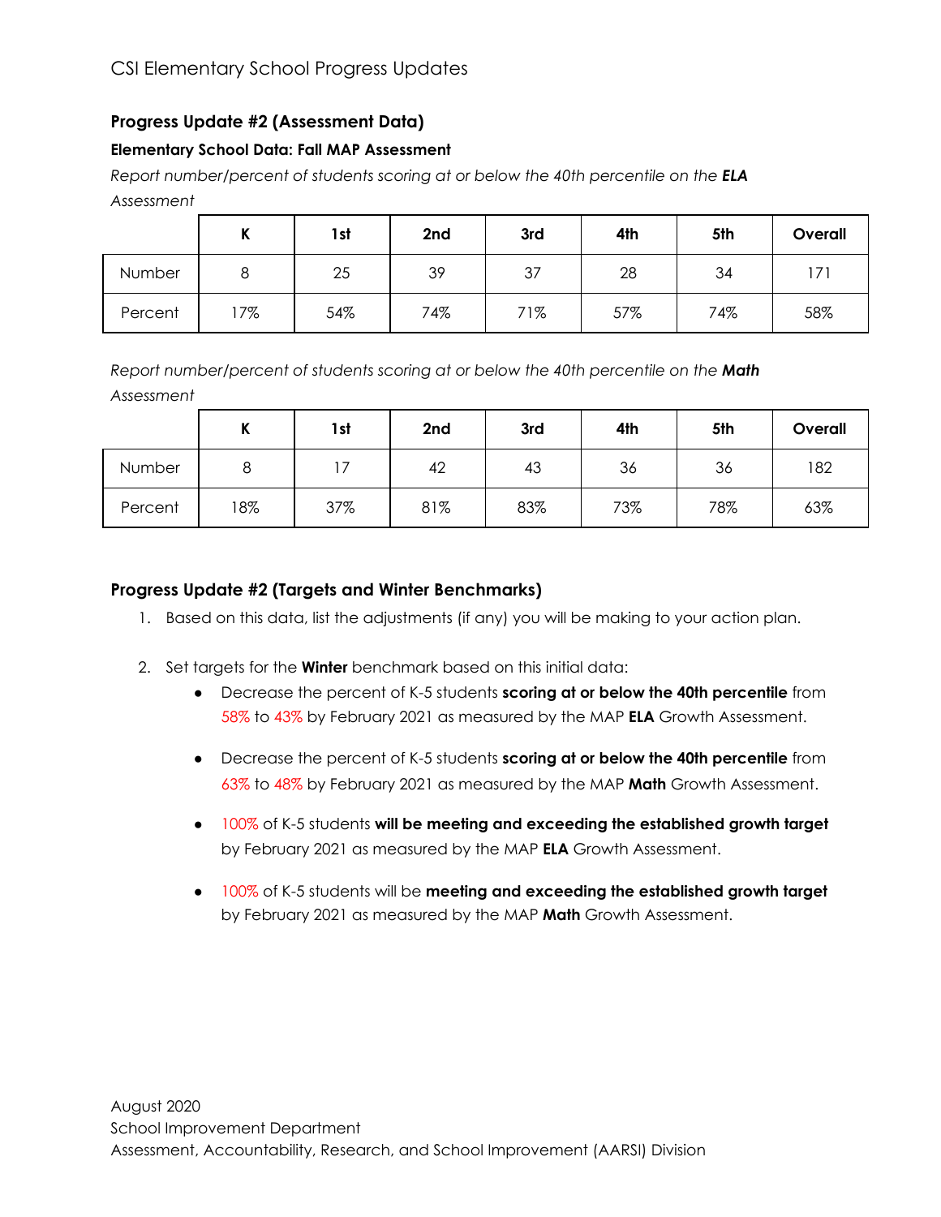CSI Elementary School Progress Updates

### Progress Update #2 (Assessment Data)

#### Elementary School Data: Fall MAP Assessment

*Report number/percent of students scoring at or below the 40th percentile on the **ELA** Assessment*

| | K | 1st | 2nd | 3rd | 4th | 5th | Overall |
|---|---|---|---|---|---|---|---|
| Number | 8 | 25 | 39 | 37 | 28 | 34 | 171 |
| Percent | 17% | 54% | 74% | 71% | 57% | 74% | 58% |

*Report number/percent of students scoring at or below the 40th percentile on the **Math** Assessment*

| | K | 1st | 2nd | 3rd | 4th | 5th | Overall |
|---|---|---|---|---|---|---|---|
| Number | 8 | 17 | 42 | 43 | 36 | 36 | 182 |
| Percent | 18% | 37% | 81% | 83% | 73% | 78% | 63% |

### Progress Update #2 (Targets and Winter Benchmarks)

1. Based on this data, list the adjustments (if any) you will be making to your action plan.

2. Set targets for the **Winter** benchmark based on this initial data:
   - Decrease the percent of K-5 students **scoring at or below the 40th percentile** from 58% to 43% by February 2021 as measured by the MAP **ELA** Growth Assessment.
   - Decrease the percent of K-5 students **scoring at or below the 40th percentile** from 63% to 48% by February 2021 as measured by the MAP **Math** Growth Assessment.
   - 100% of K-5 students **will be meeting and exceeding the established growth target** by February 2021 as measured by the MAP **ELA** Growth Assessment.
   - 100% of K-5 students will be **meeting and exceeding the established growth target** by February 2021 as measured by the MAP **Math** Growth Assessment.

August 2020
School Improvement Department
Assessment, Accountability, Research, and School Improvement (AARSI) Division